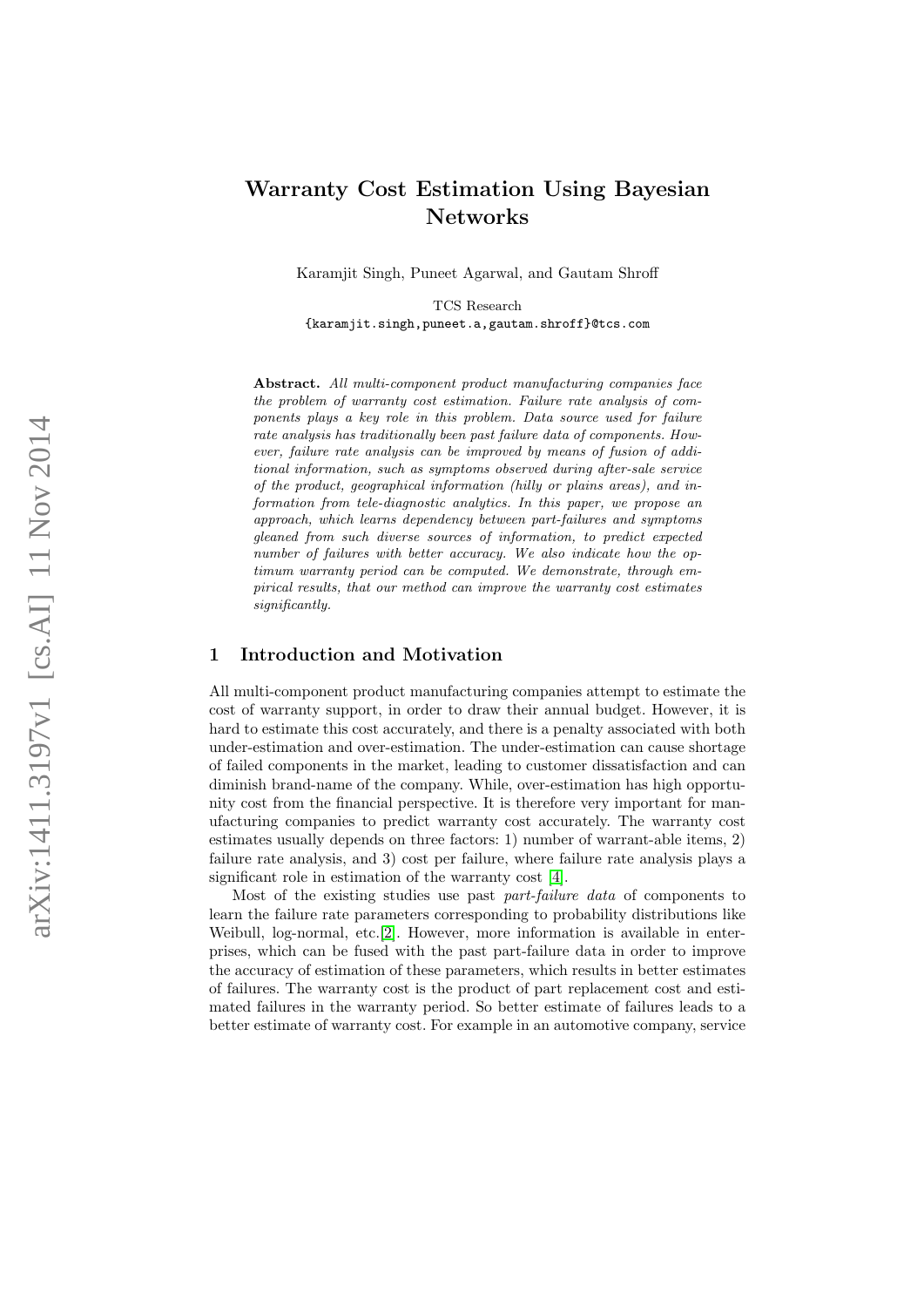# Warranty Cost Estimation Using Bayesian Networks

Karamjit Singh, Puneet Agarwal, and Gautam Shroff

TCS Research
{karamjit.singh,puneet.a,gautam.shroff}@tcs.com

**Abstract.** *All multi-component product manufacturing companies face the problem of warranty cost estimation. Failure rate analysis of components plays a key role in this problem. Data source used for failure rate analysis has traditionally been past failure data of components. However, failure rate analysis can be improved by means of fusion of additional information, such as symptoms observed during after-sale service of the product, geographical information (hilly or plains areas), and information from tele-diagnostic analytics. In this paper, we propose an approach, which learns dependency between part-failures and symptoms gleaned from such diverse sources of information, to predict expected number of failures with better accuracy. We also indicate how the optimum warranty period can be computed. We demonstrate, through empirical results, that our method can improve the warranty cost estimates significantly.*

## 1 Introduction and Motivation

All multi-component product manufacturing companies attempt to estimate the cost of warranty support, in order to draw their annual budget. However, it is hard to estimate this cost accurately, and there is a penalty associated with both under-estimation and over-estimation. The under-estimation can cause shortage of failed components in the market, leading to customer dissatisfaction and can diminish brand-name of the company. While, over-estimation has high opportunity cost from the financial perspective. It is therefore very important for manufacturing companies to predict warranty cost accurately. The warranty cost estimates usually depends on three factors: 1) number of warrant-able items, 2) failure rate analysis, and 3) cost per failure, where failure rate analysis plays a significant role in estimation of the warranty cost [4].

Most of the existing studies use past *part-failure data* of components to learn the failure rate parameters corresponding to probability distributions like Weibull, log-normal, etc.[2]. However, more information is available in enterprises, which can be fused with the past part-failure data in order to improve the accuracy of estimation of these parameters, which results in better estimates of failures. The warranty cost is the product of part replacement cost and estimated failures in the warranty period. So better estimate of failures leads to a better estimate of warranty cost. For example in an automotive company, service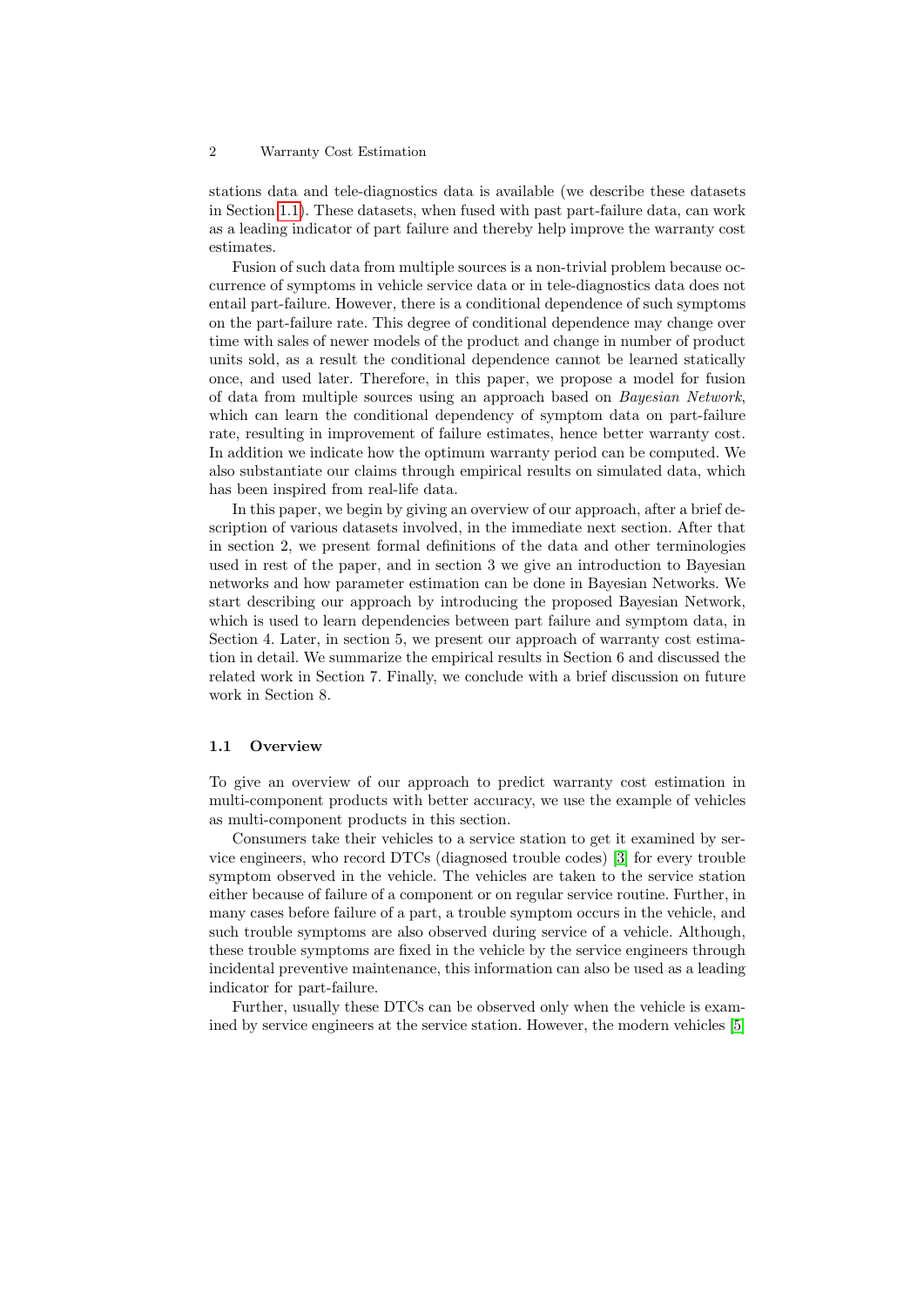stations data and tele-diagnostics data is available (we describe these datasets in Section 1.1). These datasets, when fused with past part-failure data, can work as a leading indicator of part failure and thereby help improve the warranty cost estimates.

Fusion of such data from multiple sources is a non-trivial problem because occurrence of symptoms in vehicle service data or in tele-diagnostics data does not entail part-failure. However, there is a conditional dependence of such symptoms on the part-failure rate. This degree of conditional dependence may change over time with sales of newer models of the product and change in number of product units sold, as a result the conditional dependence cannot be learned statically once, and used later. Therefore, in this paper, we propose a model for fusion of data from multiple sources using an approach based on *Bayesian Network*, which can learn the conditional dependency of symptom data on part-failure rate, resulting in improvement of failure estimates, hence better warranty cost. In addition we indicate how the optimum warranty period can be computed. We also substantiate our claims through empirical results on simulated data, which has been inspired from real-life data.

In this paper, we begin by giving an overview of our approach, after a brief description of various datasets involved, in the immediate next section. After that in section 2, we present formal definitions of the data and other terminologies used in rest of the paper, and in section 3 we give an introduction to Bayesian networks and how parameter estimation can be done in Bayesian Networks. We start describing our approach by introducing the proposed Bayesian Network, which is used to learn dependencies between part failure and symptom data, in Section 4. Later, in section 5, we present our approach of warranty cost estimation in detail. We summarize the empirical results in Section 6 and discussed the related work in Section 7. Finally, we conclude with a brief discussion on future work in Section 8.

### 1.1 Overview

To give an overview of our approach to predict warranty cost estimation in multi-component products with better accuracy, we use the example of vehicles as multi-component products in this section.

Consumers take their vehicles to a service station to get it examined by service engineers, who record DTCs (diagnosed trouble codes) [3] for every trouble symptom observed in the vehicle. The vehicles are taken to the service station either because of failure of a component or on regular service routine. Further, in many cases before failure of a part, a trouble symptom occurs in the vehicle, and such trouble symptoms are also observed during service of a vehicle. Although, these trouble symptoms are fixed in the vehicle by the service engineers through incidental preventive maintenance, this information can also be used as a leading indicator for part-failure.

Further, usually these DTCs can be observed only when the vehicle is examined by service engineers at the service station. However, the modern vehicles [5]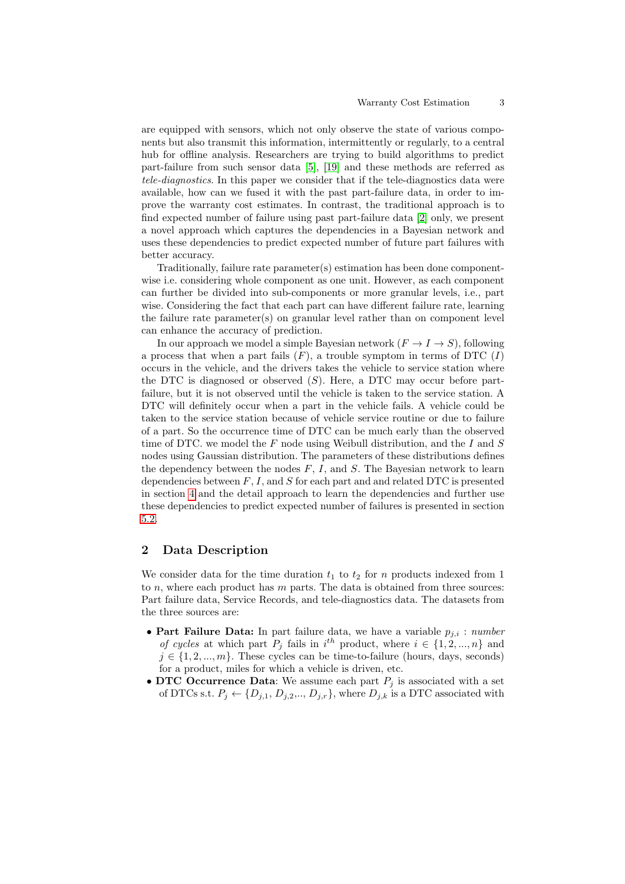are equipped with sensors, which not only observe the state of various components but also transmit this information, intermittently or regularly, to a central hub for offline analysis. Researchers are trying to build algorithms to predict part-failure from such sensor data [5], [19] and these methods are referred as *tele-diagnostics*. In this paper we consider that if the tele-diagnostics data were available, how can we fused it with the past part-failure data, in order to improve the warranty cost estimates. In contrast, the traditional approach is to find expected number of failure using past part-failure data [2] only, we present a novel approach which captures the dependencies in a Bayesian network and uses these dependencies to predict expected number of future part failures with better accuracy.

Traditionally, failure rate parameter(s) estimation has been done component-wise i.e. considering whole component as one unit. However, as each component can further be divided into sub-components or more granular levels, i.e., part wise. Considering the fact that each part can have different failure rate, learning the failure rate parameter(s) on granular level rather than on component level can enhance the accuracy of prediction.

In our approach we model a simple Bayesian network ($F \rightarrow I \rightarrow S$), following a process that when a part fails ($F$), a trouble symptom in terms of DTC ($I$) occurs in the vehicle, and the drivers takes the vehicle to service station where the DTC is diagnosed or observed ($S$). Here, a DTC may occur before part-failure, but it is not observed until the vehicle is taken to the service station. A DTC will definitely occur when a part in the vehicle fails. A vehicle could be taken to the service station because of vehicle service routine or due to failure of a part. So the occurrence time of DTC can be much early than the observed time of DTC. we model the $F$ node using Weibull distribution, and the $I$ and $S$ nodes using Gaussian distribution. The parameters of these distributions defines the dependency between the nodes $F$, $I$, and $S$. The Bayesian network to learn dependencies between $F$, $I$, and $S$ for each part and and related DTC is presented in section 4 and the detail approach to learn the dependencies and further use these dependencies to predict expected number of failures is presented in section 5.2.

## 2 Data Description

We consider data for the time duration $t_1$ to $t_2$ for $n$ products indexed from 1 to $n$, where each product has $m$ parts. The data is obtained from three sources: Part failure data, Service Records, and tele-diagnostics data. The datasets from the three sources are:

- **Part Failure Data:** In part failure data, we have a variable $p_{j,i}$ : *number of cycles* at which part $P_j$ fails in $i^{th}$ product, where $i \in \{1, 2, ..., n\}$ and $j \in \{1, 2, ..., m\}$. These cycles can be time-to-failure (hours, days, seconds) for a product, miles for which a vehicle is driven, etc.
- **DTC Occurrence Data**: We assume each part $P_j$ is associated with a set of DTCs s.t. $P_j \leftarrow \{D_{j,1}, D_{j,2}, .., D_{j,r}\}$, where $D_{j,k}$ is a DTC associated with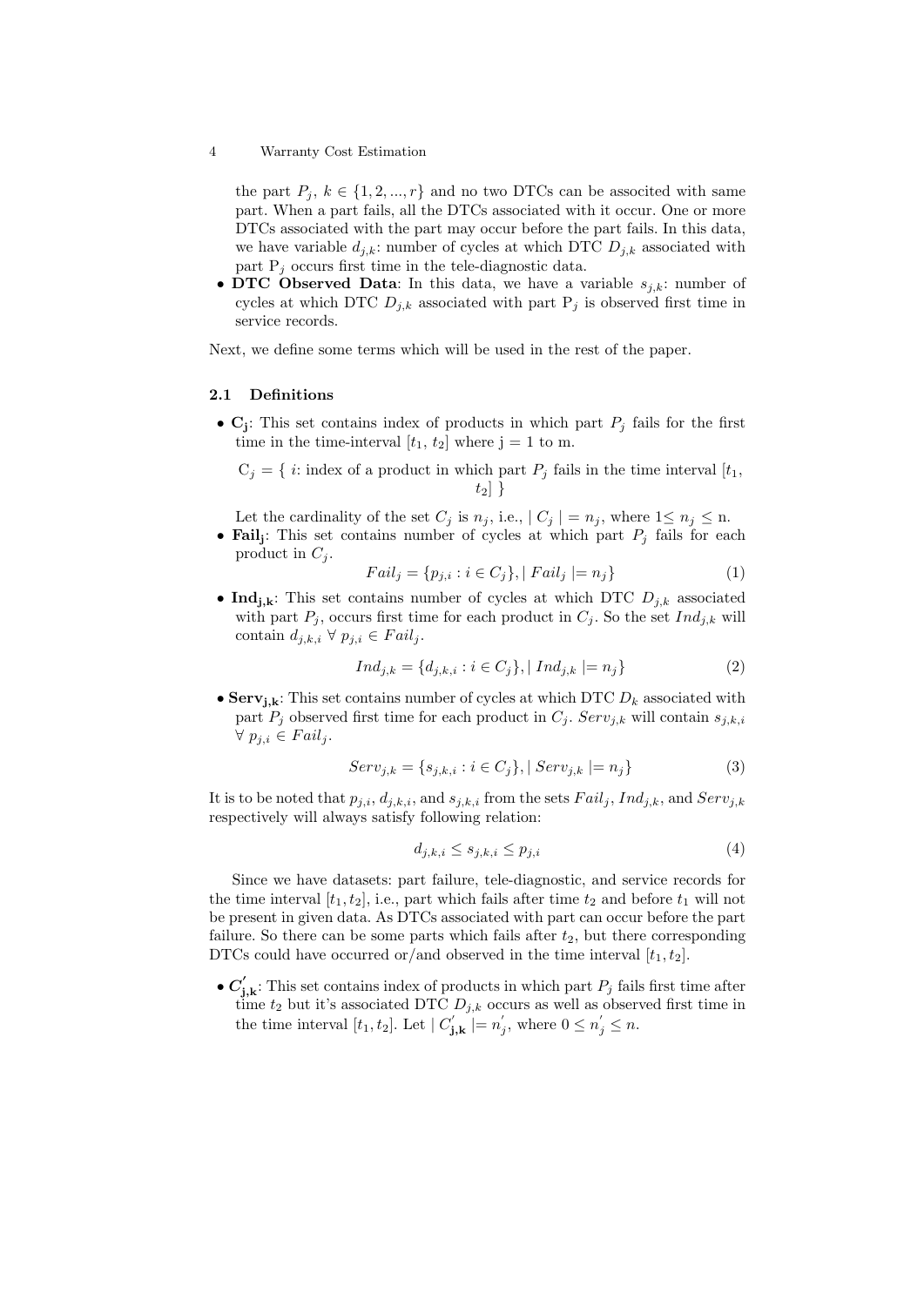the part $P_j$, $k \in \{1, 2, ..., r\}$ and no two DTCs can be associted with same part. When a part fails, all the DTCs associated with it occur. One or more DTCs associated with the part may occur before the part fails. In this data, we have variable $d_{j,k}$: number of cycles at which DTC $D_{j,k}$ associated with part $P_j$ occurs first time in the tele-diagnostic data.

- **DTC Observed Data**: In this data, we have a variable $s_{j,k}$: number of cycles at which DTC $D_{j,k}$ associated with part $P_j$ is observed first time in service records.

Next, we define some terms which will be used in the rest of the paper.

### 2.1 Definitions

- $\mathbf{C_j}$: This set contains index of products in which part $P_j$ fails for the first time in the time-interval $[t_1, t_2]$ where j = 1 to m.

  $C_j$ = { $i$: index of a product in which part $P_j$ fails in the time interval $[t_1, t_2]$ }

  Let the cardinality of the set $C_j$ is $n_j$, i.e., $\mid C_j \mid = n_j$, where $1 \leq n_j \leq$ n.

- $\mathbf{Fail_j}$: This set contains number of cycles at which part $P_j$ fails for each product in $C_j$.

$$Fail_j = \{p_{j,i} : i \in C_j\}, \mid Fail_j \mid = n_j\} \tag{1}$$

- $\mathbf{Ind_{j,k}}$: This set contains number of cycles at which DTC $D_{j,k}$ associated with part $P_j$, occurs first time for each product in $C_j$. So the set $Ind_{j,k}$ will contain $d_{j,k,i}$ $\forall$ $p_{j,i} \in Fail_j$.

$$Ind_{j,k} = \{d_{j,k,i} : i \in C_j\}, \mid Ind_{j,k} \mid = n_j\} \tag{2}$$

- $\mathbf{Serv_{j,k}}$: This set contains number of cycles at which DTC $D_k$ associated with part $P_j$ observed first time for each product in $C_j$. $Serv_{j,k}$ will contain $s_{j,k,i}$ $\forall$ $p_{j,i} \in Fail_j$.

$$Serv_{j,k} = \{s_{j,k,i} : i \in C_j\}, \mid Serv_{j,k} \mid = n_j\} \tag{3}$$

It is to be noted that $p_{j,i}$, $d_{j,k,i}$, and $s_{j,k,i}$ from the sets $Fail_j$, $Ind_{j,k}$, and $Serv_{j,k}$ respectively will always satisfy following relation:

$$d_{j,k,i} \leq s_{j,k,i} \leq p_{j,i} \tag{4}$$

Since we have datasets: part failure, tele-diagnostic, and service records for the time interval $[t_1, t_2]$, i.e., part which fails after time $t_2$ and before $t_1$ will not be present in given data. As DTCs associated with part can occur before the part failure. So there can be some parts which fails after $t_2$, but there corresponding DTCs could have occurred or/and observed in the time interval $[t_1, t_2]$.

- $\mathbf{C'_{j,k}}$: This set contains index of products in which part $P_j$ fails first time after time $t_2$ but it's associated DTC $D_{j,k}$ occurs as well as observed first time in the time interval $[t_1, t_2]$. Let $\mid C'_{\mathbf{j,k}} \mid = n'_j$, where $0 \leq n'_j \leq n$.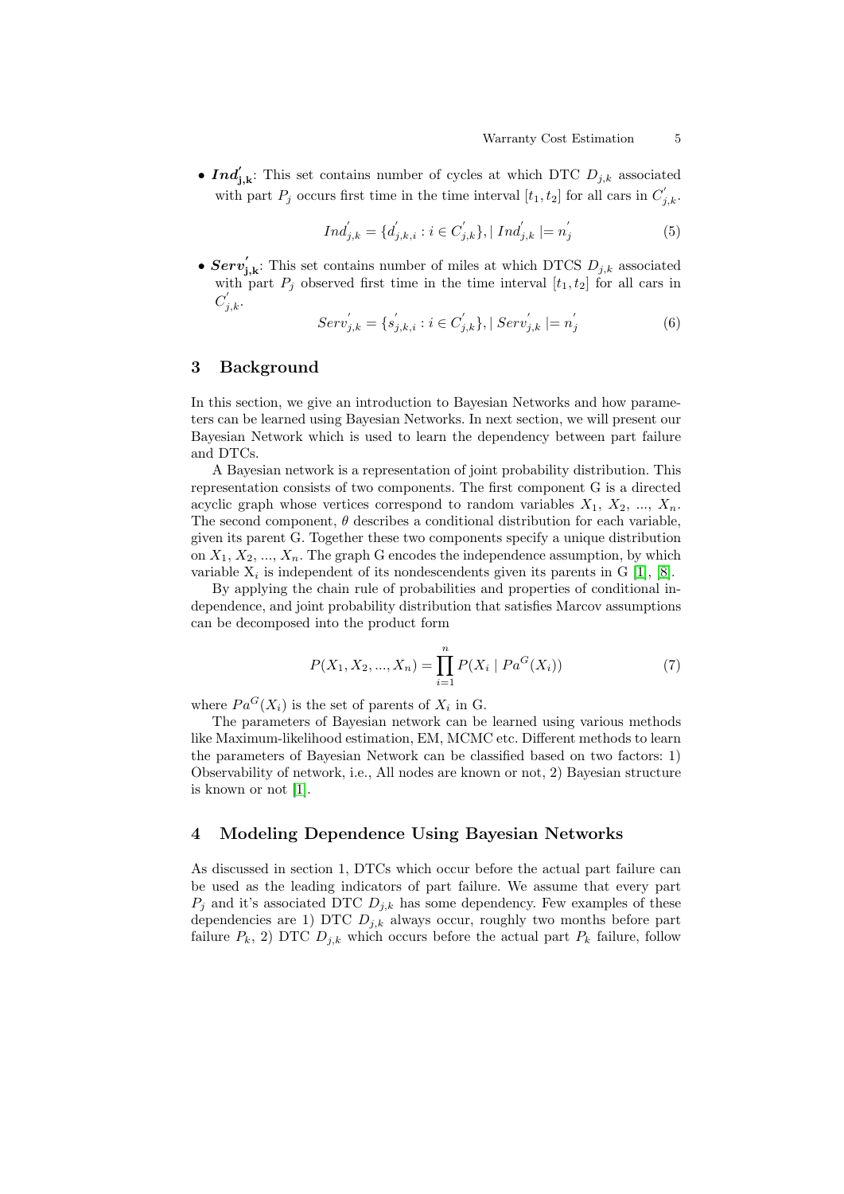- $\boldsymbol{Ind'_{j,k}}$: This set contains number of cycles at which DTC $D_{j,k}$ associated with part $P_j$ occurs first time in the time interval $[t_1, t_2]$ for all cars in $C'_{j,k}$.

$$Ind'_{j,k} = \{d'_{j,k,i} : i \in C'_{j,k}\}, \mid Ind'_{j,k} \mid = n'_j \tag{5}$$

- $\boldsymbol{Serv'_{j,k}}$: This set contains number of miles at which DTCS $D_{j,k}$ associated with part $P_j$ observed first time in the time interval $[t_1, t_2]$ for all cars in $C'_{j,k}$.

$$Serv'_{j,k} = \{s'_{j,k,i} : i \in C'_{j,k}\}, \mid Serv'_{j,k} \mid = n'_j \tag{6}$$

## 3 Background

In this section, we give an introduction to Bayesian Networks and how parameters can be learned using Bayesian Networks. In next section, we will present our Bayesian Network which is used to learn the dependency between part failure and DTCs.

A Bayesian network is a representation of joint probability distribution. This representation consists of two components. The first component G is a directed acyclic graph whose vertices correspond to random variables $X_1$, $X_2$, ..., $X_n$. The second component, $\theta$ describes a conditional distribution for each variable, given its parent G. Together these two components specify a unique distribution on $X_1$, $X_2$, ..., $X_n$. The graph G encodes the independence assumption, by which variable $X_i$ is independent of its nondescendents given its parents in G [1], [8].

By applying the chain rule of probabilities and properties of conditional independence, and joint probability distribution that satisfies Marcov assumptions can be decomposed into the product form

$$P(X_1, X_2, ..., X_n) = \prod_{i=1}^{n} P(X_i \mid Pa^G(X_i)) \tag{7}$$

where $Pa^G(X_i)$ is the set of parents of $X_i$ in G.

The parameters of Bayesian network can be learned using various methods like Maximum-likelihood estimation, EM, MCMC etc. Different methods to learn the parameters of Bayesian Network can be classified based on two factors: 1) Observability of network, i.e., All nodes are known or not, 2) Bayesian structure is known or not [1].

## 4 Modeling Dependence Using Bayesian Networks

As discussed in section 1, DTCs which occur before the actual part failure can be used as the leading indicators of part failure. We assume that every part $P_j$ and it's associated DTC $D_{j,k}$ has some dependency. Few examples of these dependencies are 1) DTC $D_{j,k}$ always occur, roughly two months before part failure $P_k$, 2) DTC $D_{j,k}$ which occurs before the actual part $P_k$ failure, follow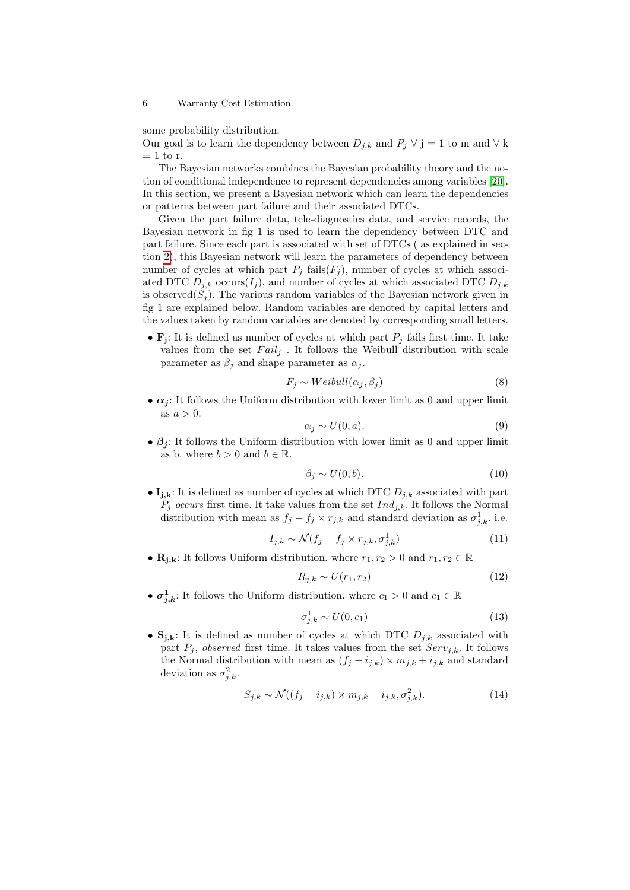some probability distribution.
Our goal is to learn the dependency between $D_{j,k}$ and $P_j$ $\forall$ j = 1 to m and $\forall$ k = 1 to r.

The Bayesian networks combines the Bayesian probability theory and the notion of conditional independence to represent dependencies among variables [20]. In this section, we present a Bayesian network which can learn the dependencies or patterns between part failure and their associated DTCs.

Given the part failure data, tele-diagnostics data, and service records, the Bayesian network in fig 1 is used to learn the dependency between DTC and part failure. Since each part is associated with set of DTCs ( as explained in section 2), this Bayesian network will learn the parameters of dependency between number of cycles at which part $P_j$ fails($F_j$), number of cycles at which associated DTC $D_{j,k}$ occurs($I_j$), and number of cycles at which associated DTC $D_{j,k}$ is observed($S_j$). The various random variables of the Bayesian network given in fig 1 are explained below. Random variables are denoted by capital letters and the values taken by random variables are denoted by corresponding small letters.

- $\mathbf{F_j}$: It is defined as number of cycles at which part $P_j$ fails first time. It take values from the set $Fail_j$ . It follows the Weibull distribution with scale parameter as $\beta_j$ and shape parameter as $\alpha_j$.

$$F_j \sim Weibull(\alpha_j, \beta_j) \tag{8}$$

- $\boldsymbol{\alpha_j}$: It follows the Uniform distribution with lower limit as 0 and upper limit as $a > 0$.

$$\alpha_j \sim U(0, a). \tag{9}$$

- $\boldsymbol{\beta_j}$: It follows the Uniform distribution with lower limit as 0 and upper limit as b. where $b > 0$ and $b \in \mathbb{R}$.

$$\beta_j \sim U(0, b). \tag{10}$$

- $\mathbf{I_{j,k}}$: It is defined as number of cycles at which DTC $D_{j,k}$ associated with part $P_j$ *occurs* first time. It take values from the set $Ind_{j,k}$. It follows the Normal distribution with mean as $f_j - f_j \times r_{j,k}$ and standard deviation as $\sigma^1_{j,k}$. i.e.

$$I_{j,k} \sim \mathcal{N}(f_j - f_j \times r_{j,k}, \sigma^1_{j,k}) \tag{11}$$

- $\mathbf{R_{j,k}}$: It follows Uniform distribution. where $r_1, r_2 > 0$ and $r_1, r_2 \in \mathbb{R}$

$$R_{j,k} \sim U(r_1, r_2) \tag{12}$$

- $\boldsymbol{\sigma^1_{j,k}}$: It follows the Uniform distribution. where $c_1 > 0$ and $c_1 \in \mathbb{R}$

$$\sigma^1_{j,k} \sim U(0, c_1) \tag{13}$$

- $\mathbf{S_{j,k}}$: It is defined as number of cycles at which DTC $D_{j,k}$ associated with part $P_j$, *observed* first time. It takes values from the set $Serv_{j,k}$. It follows the Normal distribution with mean as $(f_j - i_{j,k}) \times m_{j,k} + i_{j,k}$ and standard deviation as $\sigma^2_{j,k}$.

$$S_{j,k} \sim \mathcal{N}((f_j - i_{j,k}) \times m_{j,k} + i_{j,k}, \sigma^2_{j,k}). \tag{14}$$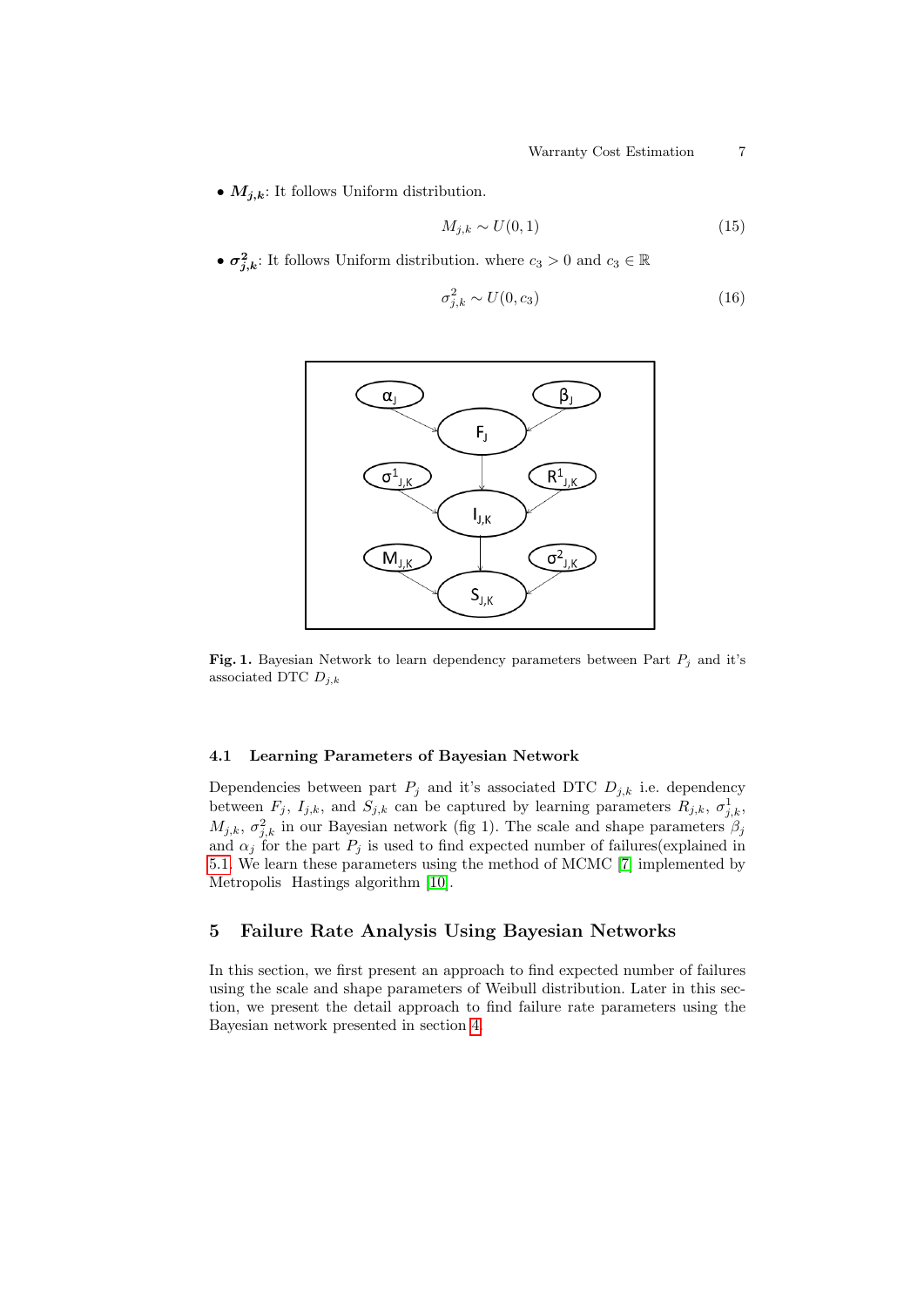- $\boldsymbol{M_{j,k}}$: It follows Uniform distribution.

$$M_{j,k} \sim U(0, 1) \tag{15}$$

- $\boldsymbol{\sigma^2_{j,k}}$: It follows Uniform distribution. where $c_3 > 0$ and $c_3 \in \mathbb{R}$

$$\sigma^2_{j,k} \sim U(0, c_3) \tag{16}$$

$\alpha_J$

$\beta_J$

$F_J$

$\sigma^1_{J,K}$

$R^1_{J,K}$

$I_{J,K}$

$M_{J,K}$

$\sigma^2_{J,K}$

$S_{J,K}$

**Fig. 1.** Bayesian Network to learn dependency parameters between Part $P_j$ and it's associated DTC $D_{j,k}$

### 4.1 Learning Parameters of Bayesian Network

Dependencies between part $P_j$ and it's associated DTC $D_{j,k}$ i.e. dependency between $F_j$, $I_{j,k}$, and $S_{j,k}$ can be captured by learning parameters $R_{j,k}$, $\sigma^1_{j,k}$, $M_{j,k}$, $\sigma^2_{j,k}$ in our Bayesian network (fig 1). The scale and shape parameters $\beta_j$ and $\alpha_j$ for the part $P_j$ is used to find expected number of failures(explained in 5.1. We learn these parameters using the method of MCMC [7] implemented by Metropolis Hastings algorithm [10].

## 5 Failure Rate Analysis Using Bayesian Networks

In this section, we first present an approach to find expected number of failures using the scale and shape parameters of Weibull distribution. Later in this section, we present the detail approach to find failure rate parameters using the Bayesian network presented in section 4.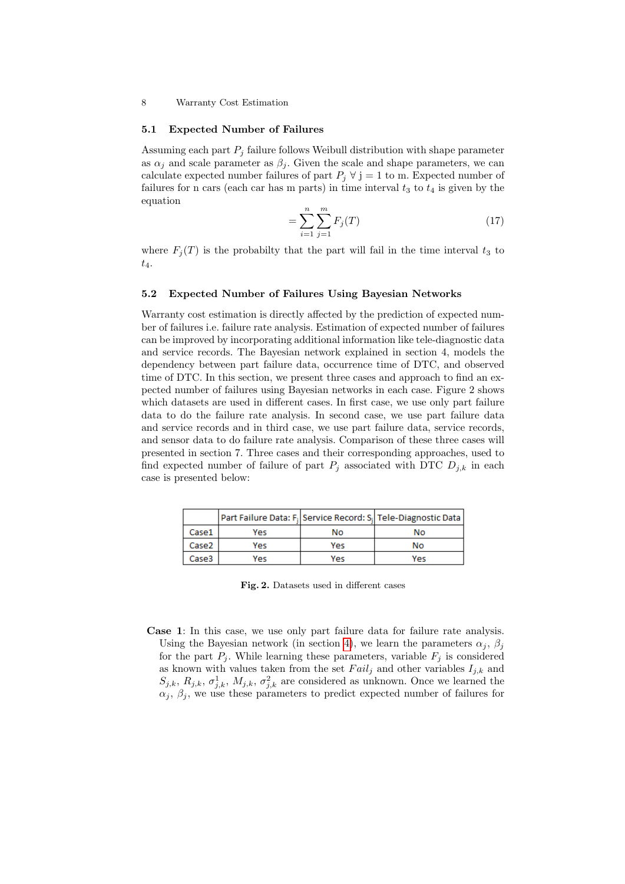### 5.1 Expected Number of Failures

Assuming each part $P_j$ failure follows Weibull distribution with shape parameter as $\alpha_j$ and scale parameter as $\beta_j$. Given the scale and shape parameters, we can calculate expected number failures of part $P_j$ $\forall$ j = 1 to m. Expected number of failures for n cars (each car has m parts) in time interval $t_3$ to $t_4$ is given by the equation

$$= \sum_{i=1}^{n} \sum_{j=1}^{m} F_j(T) \tag{17}$$

where $F_j(T)$ is the probabilty that the part will fail in the time interval $t_3$ to $t_4$.

### 5.2 Expected Number of Failures Using Bayesian Networks

Warranty cost estimation is directly affected by the prediction of expected number of failures i.e. failure rate analysis. Estimation of expected number of failures can be improved by incorporating additional information like tele-diagnostic data and service records. The Bayesian network explained in section 4, models the dependency between part failure data, occurrence time of DTC, and observed time of DTC. In this section, we present three cases and approach to find an expected number of failures using Bayesian networks in each case. Figure 2 shows which datasets are used in different cases. In first case, we use only part failure data to do the failure rate analysis. In second case, we use part failure data and service records and in third case, we use part failure data, service records, and sensor data to do failure rate analysis. Comparison of these three cases will presented in section 7. Three cases and their corresponding approaches, used to find expected number of failure of part $P_j$ associated with DTC $D_{j,k}$ in each case is presented below:

| | Part Failure Data: $F_j$ | Service Record: $S_j$ | Tele-Diagnostic Data |
|---|---|---|---|
| Case1 | Yes | No | No |
| Case2 | Yes | Yes | No |
| Case3 | Yes | Yes | Yes |

**Fig. 2.** Datasets used in different cases

**Case 1**: In this case, we use only part failure data for failure rate analysis. Using the Bayesian network (in section 4), we learn the parameters $\alpha_j$, $\beta_j$ for the part $P_j$. While learning these parameters, variable $F_j$ is considered as known with values taken from the set $Fail_j$ and other variables $I_{j,k}$ and $S_{j,k}$, $R_{j,k}$, $\sigma^1_{j,k}$, $M_{j,k}$, $\sigma^2_{j,k}$ are considered as unknown. Once we learned the $\alpha_j$, $\beta_j$, we use these parameters to predict expected number of failures for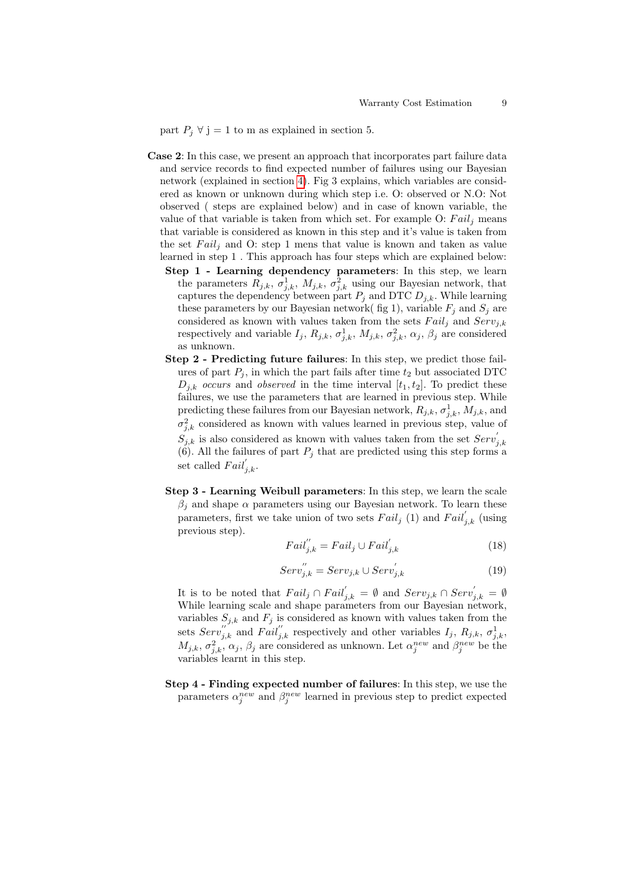part $P_j$ ∀ j = 1 to m as explained in section 5.

**Case 2**: In this case, we present an approach that incorporates part failure data and service records to find expected number of failures using our Bayesian network (explained in section 4). Fig 3 explains, which variables are considered as known or unknown during which step i.e. O: observed or N.O: Not observed ( steps are explained below) and in case of known variable, the value of that variable is taken from which set. For example O: $Fail_j$ means that variable is considered as known in this step and it's value is taken from the set $Fail_j$ and O: step 1 mens that value is known and taken as value learned in step 1 . This approach has four steps which are explained below:

**Step 1 - Learning dependency parameters**: In this step, we learn the parameters $R_{j,k}$, $\sigma^1_{j,k}$, $M_{j,k}$, $\sigma^2_{j,k}$ using our Bayesian network, that captures the dependency between part $P_j$ and DTC $D_{j,k}$. While learning these parameters by our Bayesian network( fig 1), variable $F_j$ and $S_j$ are considered as known with values taken from the sets $Fail_j$ and $Serv_{j,k}$ respectively and variable $I_j$, $R_{j,k}$, $\sigma^1_{j,k}$, $M_{j,k}$, $\sigma^2_{j,k}$, $\alpha_j$, $\beta_j$ are considered as unknown.

**Step 2 - Predicting future failures**: In this step, we predict those failures of part $P_j$, in which the part fails after time $t_2$ but associated DTC $D_{j,k}$ *occurs* and *observed* in the time interval $[t_1, t_2]$. To predict these failures, we use the parameters that are learned in previous step. While predicting these failures from our Bayesian network, $R_{j,k}$, $\sigma^1_{j,k}$, $M_{j,k}$, and $\sigma^2_{j,k}$ considered as known with values learned in previous step, value of $S_{j,k}$ is also considered as known with values taken from the set $Serv^{'}_{j,k}$ (6). All the failures of part $P_j$ that are predicted using this step forms a set called $Fail^{'}_{j,k}$.

**Step 3 - Learning Weibull parameters**: In this step, we learn the scale $\beta_j$ and shape $\alpha$ parameters using our Bayesian network. To learn these parameters, first we take union of two sets $Fail_j$ (1) and $Fail^{'}_{j,k}$ (using previous step).

$$Fail^{''}_{j,k} = Fail_j \cup Fail^{'}_{j,k} \tag{18}$$

$$Serv^{''}_{j,k} = Serv_{j,k} \cup Serv^{'}_{j,k} \tag{19}$$

It is to be noted that $Fail_j \cap Fail^{'}_{j,k} = \emptyset$ and $Serv_{j,k} \cap Serv^{'}_{j,k} = \emptyset$ While learning scale and shape parameters from our Bayesian network, variables $S_{j,k}$ and $F_j$ is considered as known with values taken from the sets $Serv^{''}_{j,k}$ and $Fail^{''}_{j,k}$ respectively and other variables $I_j$, $R_{j,k}$, $\sigma^1_{j,k}$, $M_{j,k}$, $\sigma^2_{j,k}$, $\alpha_j$, $\beta_j$ are considered as unknown. Let $\alpha^{new}_j$ and $\beta^{new}_j$ be the variables learnt in this step.

**Step 4 - Finding expected number of failures**: In this step, we use the parameters $\alpha^{new}_j$ and $\beta^{new}_j$ learned in previous step to predict expected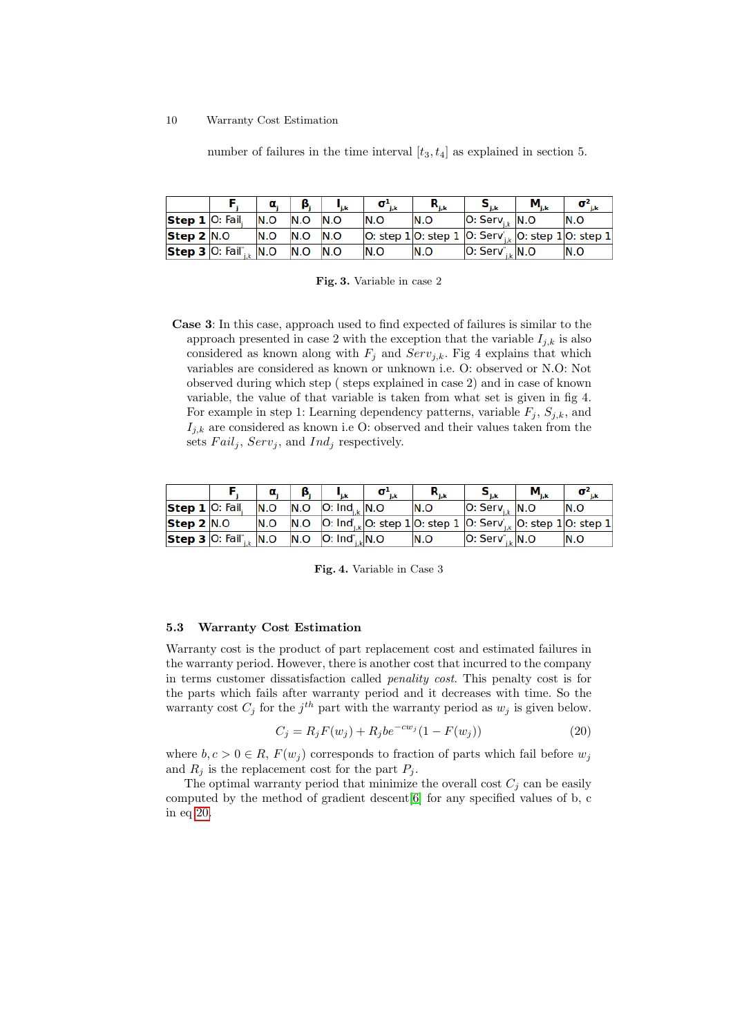number of failures in the time interval $[t_3, t_4]$ as explained in section 5.

| | $F_j$ | $\alpha_j$ | $\beta_j$ | $I_{j,k}$ | $\sigma^1_{j,k}$ | $R_{j,k}$ | $S_{j,k}$ | $M_{j,k}$ | $\sigma^2_{j,k}$ |
|---|---|---|---|---|---|---|---|---|---|
| **Step 1** | O: $Fail_j$ | N.O | N.O | N.O | N.O | N.O | O: $Serv_{j,k}$ | N.O | N.O |
| **Step 2** | N.O | N.O | N.O | N.O | O: step 1 | O: step 1 | O: $Serv'_{j,k}$ | O: step 1 | O: step 1 |
| **Step 3** | O: $Fail''_{j,k}$ | N.O | N.O | N.O | N.O | N.O | O: $Serv''_{j,k}$ | N.O | N.O |

**Fig. 3.** Variable in case 2

**Case 3**: In this case, approach used to find expected of failures is similar to the approach presented in case 2 with the exception that the variable $I_{j,k}$ is also considered as known along with $F_j$ and $Serv_{j,k}$. Fig 4 explains that which variables are considered as known or unknown i.e. O: observed or N.O: Not observed during which step ( steps explained in case 2) and in case of known variable, the value of that variable is taken from what set is given in fig 4. For example in step 1: Learning dependency patterns, variable $F_j$, $S_{j,k}$, and $I_{j,k}$ are considered as known i.e O: observed and their values taken from the sets $Fail_j$, $Serv_j$, and $Ind_j$ respectively.

| | $F_j$ | $\alpha_j$ | $\beta_j$ | $I_{j,k}$ | $\sigma^1_{j,k}$ | $R_{j,k}$ | $S_{j,k}$ | $M_{j,k}$ | $\sigma^2_{j,k}$ |
|---|---|---|---|---|---|---|---|---|---|
| **Step 1** | O: $Fail_j$ | N.O | N.O | O: $Ind_{j,k}$ | N.O | N.O | O: $Serv_{j,k}$ | N.O | N.O |
| **Step 2** | N.O | N.O | N.O | O: $Ind'_{j,k}$ | O: step 1 | O: step 1 | O: $Serv'_{j,k}$ | O: step 1 | O: step 1 |
| **Step 3** | O: $Fail''_{j,k}$ | N.O | N.O | O: $Ind''_{j,k}$ | N.O | N.O | O: $Serv''_{j,k}$ | N.O | N.O |

**Fig. 4.** Variable in Case 3

### 5.3 Warranty Cost Estimation

Warranty cost is the product of part replacement cost and estimated failures in the warranty period. However, there is another cost that incurred to the company in terms customer dissatisfaction called *penality cost*. This penalty cost is for the parts which fails after warranty period and it decreases with time. So the warranty cost $C_j$ for the $j^{th}$ part with the warranty period as $w_j$ is given below.

$$C_j = R_j F(w_j) + R_j b e^{-c w_j}(1 - F(w_j)) \tag{20}$$

where $b, c > 0 \in R$, $F(w_j)$ corresponds to fraction of parts which fail before $w_j$ and $R_j$ is the replacement cost for the part $P_j$.

The optimal warranty period that minimize the overall cost $C_j$ can be easily computed by the method of gradient descent[6] for any specified values of b, c in eq 20.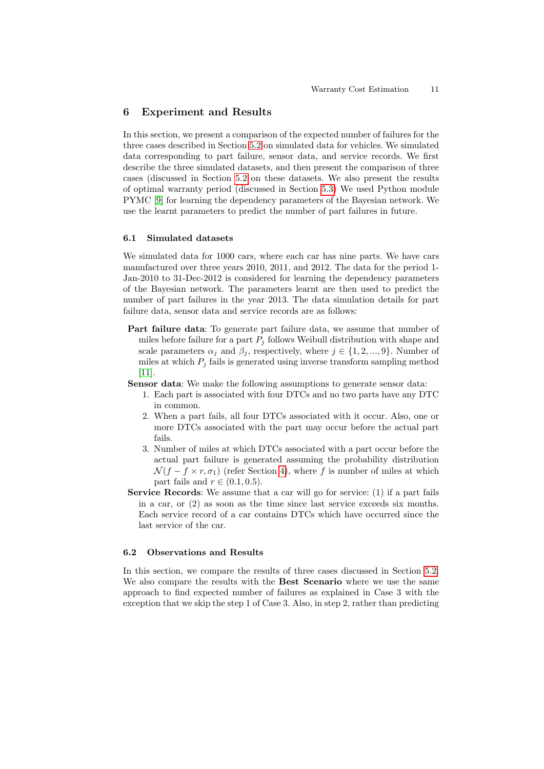## 6 Experiment and Results

In this section, we present a comparison of the expected number of failures for the three cases described in Section 5.2 on simulated data for vehicles. We simulated data corresponding to part failure, sensor data, and service records. We first describe the three simulated datasets, and then present the comparison of three cases (discussed in Section 5.2 on these datasets. We also present the results of optimal warranty period (discussed in Section 5.3) We used Python module PYMC [9] for learning the dependency parameters of the Bayesian network. We use the learnt parameters to predict the number of part failures in future.

### 6.1 Simulated datasets

We simulated data for 1000 cars, where each car has nine parts. We have cars manufactured over three years 2010, 2011, and 2012. The data for the period 1-Jan-2010 to 31-Dec-2012 is considered for learning the dependency parameters of the Bayesian network. The parameters learnt are then used to predict the number of part failures in the year 2013. The data simulation details for part failure data, sensor data and service records are as follows:

**Part failure data**: To generate part failure data, we assume that number of miles before failure for a part $P_j$ follows Weibull distribution with shape and scale parameters $\alpha_j$ and $\beta_j$, respectively, where $j \in \{1, 2, ..., 9\}$. Number of miles at which $P_j$ fails is generated using inverse transform sampling method [11].

**Sensor data**: We make the following assumptions to generate sensor data:

1. Each part is associated with four DTCs and no two parts have any DTC in common.
2. When a part fails, all four DTCs associated with it occur. Also, one or more DTCs associated with the part may occur before the actual part fails.
3. Number of miles at which DTCs associated with a part occur before the actual part failure is generated assuming the probability distribution $\mathcal{N}(f - f \times r, \sigma_1)$ (refer Section 4), where $f$ is number of miles at which part fails and $r \in (0.1, 0.5)$.

**Service Records**: We assume that a car will go for service: (1) if a part fails in a car, or (2) as soon as the time since last service exceeds six months. Each service record of a car contains DTCs which have occurred since the last service of the car.

### 6.2 Observations and Results

In this section, we compare the results of three cases discussed in Section 5.2. We also compare the results with the **Best Scenario** where we use the same approach to find expected number of failures as explained in Case 3 with the exception that we skip the step 1 of Case 3. Also, in step 2, rather than predicting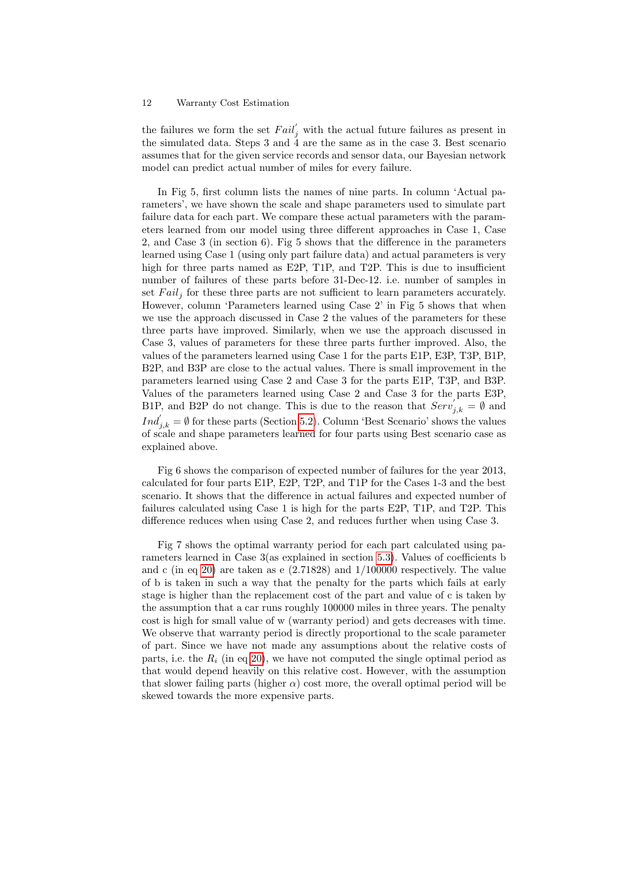the failures we form the set $Fail_j^{'}$ with the actual future failures as present in the simulated data. Steps 3 and 4 are the same as in the case 3. Best scenario assumes that for the given service records and sensor data, our Bayesian network model can predict actual number of miles for every failure.

In Fig 5, first column lists the names of nine parts. In column 'Actual parameters', we have shown the scale and shape parameters used to simulate part failure data for each part. We compare these actual parameters with the parameters learned from our model using three different approaches in Case 1, Case 2, and Case 3 (in section 6). Fig 5 shows that the difference in the parameters learned using Case 1 (using only part failure data) and actual parameters is very high for three parts named as E2P, T1P, and T2P. This is due to insufficient number of failures of these parts before 31-Dec-12. i.e. number of samples in set $Fail_j$ for these three parts are not sufficient to learn parameters accurately. However, column 'Parameters learned using Case 2' in Fig 5 shows that when we use the approach discussed in Case 2 the values of the parameters for these three parts have improved. Similarly, when we use the approach discussed in Case 3, values of parameters for these three parts further improved. Also, the values of the parameters learned using Case 1 for the parts E1P, E3P, T3P, B1P, B2P, and B3P are close to the actual values. There is small improvement in the parameters learned using Case 2 and Case 3 for the parts E1P, T3P, and B3P. Values of the parameters learned using Case 2 and Case 3 for the parts E3P, B1P, and B2P do not change. This is due to the reason that $Serv_{j,k}^{'} = \emptyset$ and $Ind_{j,k}^{'} = \emptyset$ for these parts (Section 5.2). Column 'Best Scenario' shows the values of scale and shape parameters learned for four parts using Best scenario case as explained above.

Fig 6 shows the comparison of expected number of failures for the year 2013, calculated for four parts E1P, E2P, T2P, and T1P for the Cases 1-3 and the best scenario. It shows that the difference in actual failures and expected number of failures calculated using Case 1 is high for the parts E2P, T1P, and T2P. This difference reduces when using Case 2, and reduces further when using Case 3.

Fig 7 shows the optimal warranty period for each part calculated using parameters learned in Case 3(as explained in section 5.3). Values of coefficients b and c (in eq 20) are taken as e (2.71828) and 1/100000 respectively. The value of b is taken in such a way that the penalty for the parts which fails at early stage is higher than the replacement cost of the part and value of c is taken by the assumption that a car runs roughly 100000 miles in three years. The penalty cost is high for small value of w (warranty period) and gets decreases with time. We observe that warranty period is directly proportional to the scale parameter of part. Since we have not made any assumptions about the relative costs of parts, i.e. the $R_i$ (in eq 20), we have not computed the single optimal period as that would depend heavily on this relative cost. However, with the assumption that slower failing parts (higher $\alpha$) cost more, the overall optimal period will be skewed towards the more expensive parts.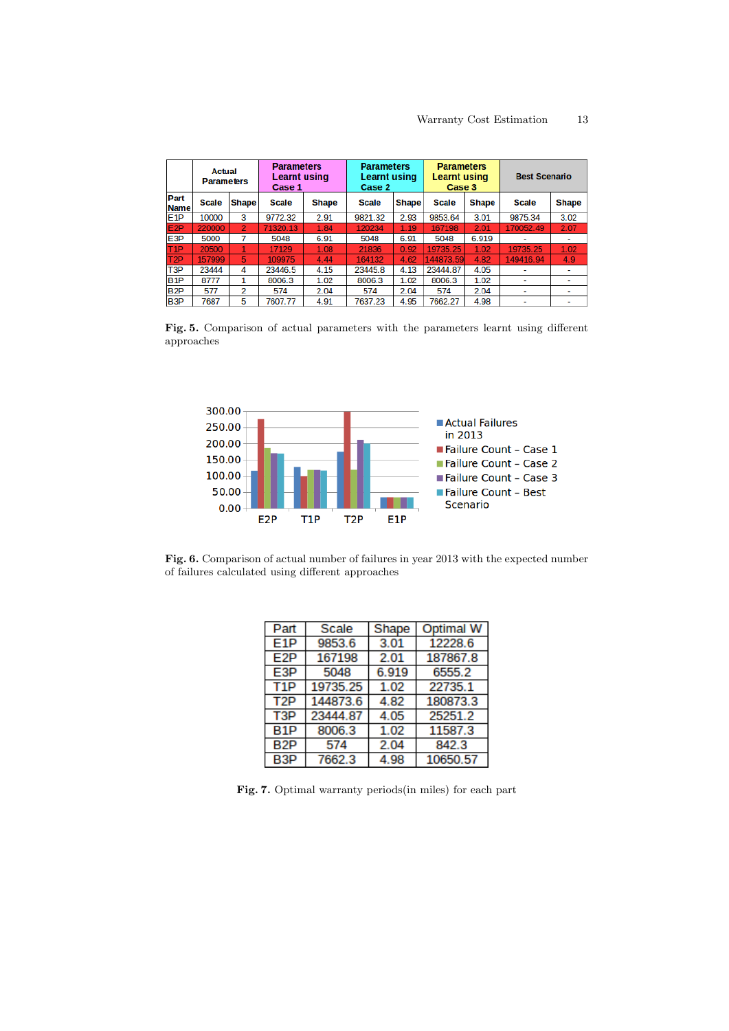| Part Name | Actual Parameters | | Parameters Learnt using Case 1 | | Parameters Learnt using Case 2 | | Parameters Learnt using Case 3 | | Best Scenario | |
|---|---|---|---|---|---|---|---|---|---|---|
| | Scale | Shape | Scale | Shape | Scale | Shape | Scale | Shape | Scale | Shape |
| E1P | 10000 | 3 | 9772.32 | 2.91 | 9821.32 | 2.93 | 9853.64 | 3.01 | 9875.34 | 3.02 |
| E2P | 220000 | 2 | 71320.13 | 1.84 | 120234 | 1.19 | 167198 | 2.01 | 170052.49 | 2.07 |
| E3P | 5000 | 7 | 5048 | 6.91 | 5048 | 6.91 | 5048 | 6.919 | - | - |
| T1P | 20500 | 1 | 17129 | 1.08 | 21836 | 0.92 | 19735.25 | 1.02 | 19735.25 | 1.02 |
| T2P | 157999 | 5 | 109975 | 4.44 | 164132 | 4.62 | 144873.59 | 4.82 | 149416.94 | 4.9 |
| T3P | 23444 | 4 | 23446.5 | 4.15 | 23445.8 | 4.13 | 23444.87 | 4.05 | - | - |
| B1P | 8777 | 1 | 8006.3 | 1.02 | 8006.3 | 1.02 | 8006.3 | 1.02 | - | - |
| B2P | 577 | 2 | 574 | 2.04 | 574 | 2.04 | 574 | 2.04 | - | - |
| B3P | 7687 | 5 | 7607.77 | 4.91 | 7637.23 | 4.95 | 7662.27 | 4.98 | - | - |

**Fig. 5.** Comparison of actual parameters with the parameters learnt using different approaches

300.00
250.00
200.00
150.00
100.00
50.00
0.00

E2P T1P T2P E1P

Actual Failures in 2013
Failure Count - Case 1
Failure Count - Case 2
Failure Count - Case 3
Failure Count - Best Scenario

**Fig. 6.** Comparison of actual number of failures in year 2013 with the expected number of failures calculated using different approaches

| Part | Scale | Shape | Optimal W |
|---|---|---|---|
| E1P | 9853.6 | 3.01 | 12228.6 |
| E2P | 167198 | 2.01 | 187867.8 |
| E3P | 5048 | 6.919 | 6555.2 |
| T1P | 19735.25 | 1.02 | 22735.1 |
| T2P | 144873.6 | 4.82 | 180873.3 |
| T3P | 23444.87 | 4.05 | 25251.2 |
| B1P | 8006.3 | 1.02 | 11587.3 |
| B2P | 574 | 2.04 | 842.3 |
| B3P | 7662.3 | 4.98 | 10650.57 |

**Fig. 7.** Optimal warranty periods(in miles) for each part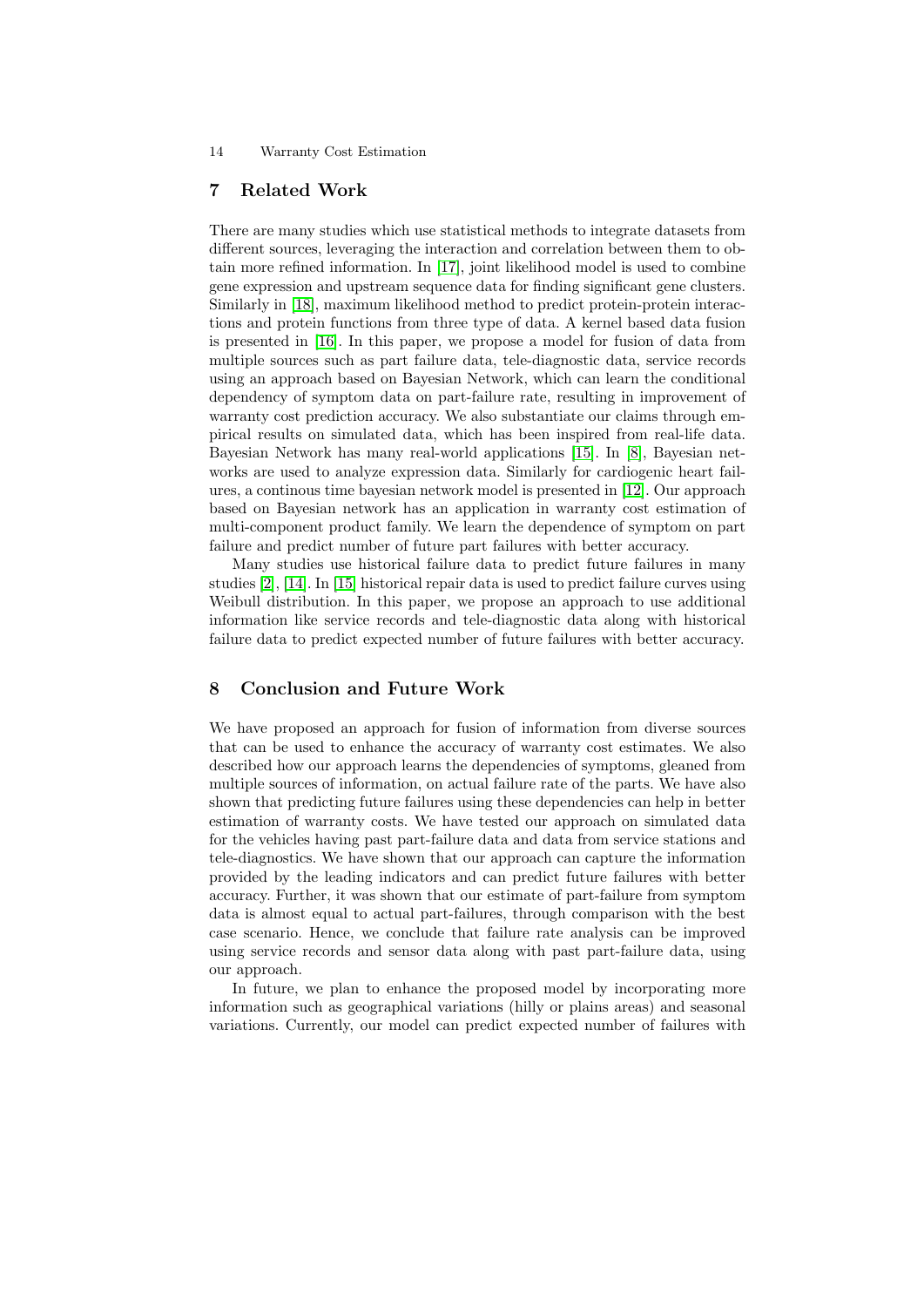## 7 Related Work

There are many studies which use statistical methods to integrate datasets from different sources, leveraging the interaction and correlation between them to obtain more refined information. In [17], joint likelihood model is used to combine gene expression and upstream sequence data for finding significant gene clusters. Similarly in [18], maximum likelihood method to predict protein-protein interactions and protein functions from three type of data. A kernel based data fusion is presented in [16]. In this paper, we propose a model for fusion of data from multiple sources such as part failure data, tele-diagnostic data, service records using an approach based on Bayesian Network, which can learn the conditional dependency of symptom data on part-failure rate, resulting in improvement of warranty cost prediction accuracy. We also substantiate our claims through empirical results on simulated data, which has been inspired from real-life data. Bayesian Network has many real-world applications [15]. In [8], Bayesian networks are used to analyze expression data. Similarly for cardiogenic heart failures, a continous time bayesian network model is presented in [12]. Our approach based on Bayesian network has an application in warranty cost estimation of multi-component product family. We learn the dependence of symptom on part failure and predict number of future part failures with better accuracy.

Many studies use historical failure data to predict future failures in many studies [2], [14]. In [15] historical repair data is used to predict failure curves using Weibull distribution. In this paper, we propose an approach to use additional information like service records and tele-diagnostic data along with historical failure data to predict expected number of future failures with better accuracy.

## 8 Conclusion and Future Work

We have proposed an approach for fusion of information from diverse sources that can be used to enhance the accuracy of warranty cost estimates. We also described how our approach learns the dependencies of symptoms, gleaned from multiple sources of information, on actual failure rate of the parts. We have also shown that predicting future failures using these dependencies can help in better estimation of warranty costs. We have tested our approach on simulated data for the vehicles having past part-failure data and data from service stations and tele-diagnostics. We have shown that our approach can capture the information provided by the leading indicators and can predict future failures with better accuracy. Further, it was shown that our estimate of part-failure from symptom data is almost equal to actual part-failures, through comparison with the best case scenario. Hence, we conclude that failure rate analysis can be improved using service records and sensor data along with past part-failure data, using our approach.

In future, we plan to enhance the proposed model by incorporating more information such as geographical variations (hilly or plains areas) and seasonal variations. Currently, our model can predict expected number of failures with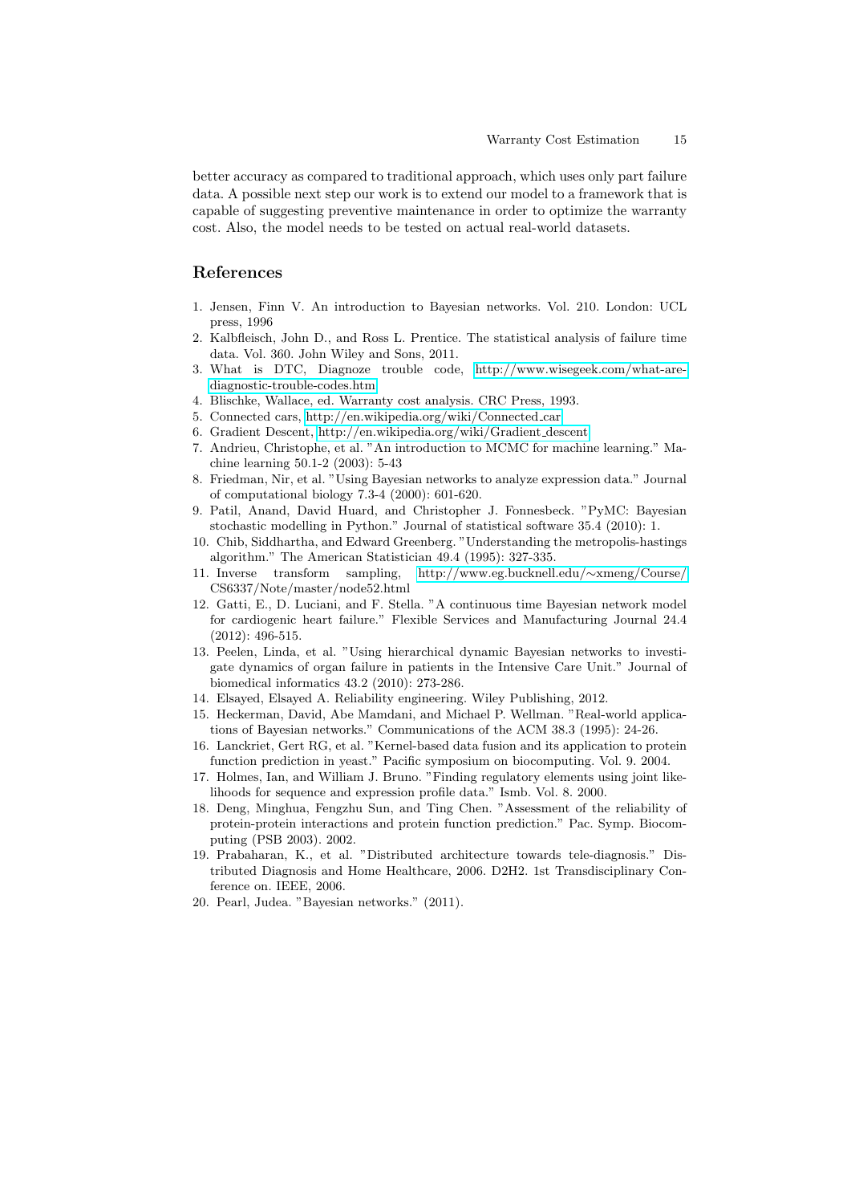better accuracy as compared to traditional approach, which uses only part failure data. A possible next step our work is to extend our model to a framework that is capable of suggesting preventive maintenance in order to optimize the warranty cost. Also, the model needs to be tested on actual real-world datasets.

## References

1. Jensen, Finn V. An introduction to Bayesian networks. Vol. 210. London: UCL press, 1996
2. Kalbfleisch, John D., and Ross L. Prentice. The statistical analysis of failure time data. Vol. 360. John Wiley and Sons, 2011.
3. What is DTC, Diagnoze trouble code, http://www.wisegeek.com/what-are-diagnostic-trouble-codes.htm
4. Blischke, Wallace, ed. Warranty cost analysis. CRC Press, 1993.
5. Connected cars, http://en.wikipedia.org/wiki/Connected_car
6. Gradient Descent, http://en.wikipedia.org/wiki/Gradient_descent
7. Andrieu, Christophe, et al. "An introduction to MCMC for machine learning." Machine learning 50.1-2 (2003): 5-43
8. Friedman, Nir, et al. "Using Bayesian networks to analyze expression data." Journal of computational biology 7.3-4 (2000): 601-620.
9. Patil, Anand, David Huard, and Christopher J. Fonnesbeck. "PyMC: Bayesian stochastic modelling in Python." Journal of statistical software 35.4 (2010): 1.
10. Chib, Siddhartha, and Edward Greenberg. "Understanding the metropolis-hastings algorithm." The American Statistician 49.4 (1995): 327-335.
11. Inverse transform sampling, http://www.eg.bucknell.edu/∼xmeng/Course/CS6337/Note/master/node52.html
12. Gatti, E., D. Luciani, and F. Stella. "A continuous time Bayesian network model for cardiogenic heart failure." Flexible Services and Manufacturing Journal 24.4 (2012): 496-515.
13. Peelen, Linda, et al. "Using hierarchical dynamic Bayesian networks to investigate dynamics of organ failure in patients in the Intensive Care Unit." Journal of biomedical informatics 43.2 (2010): 273-286.
14. Elsayed, Elsayed A. Reliability engineering. Wiley Publishing, 2012.
15. Heckerman, David, Abe Mamdani, and Michael P. Wellman. "Real-world applications of Bayesian networks." Communications of the ACM 38.3 (1995): 24-26.
16. Lanckriet, Gert RG, et al. "Kernel-based data fusion and its application to protein function prediction in yeast." Pacific symposium on biocomputing. Vol. 9. 2004.
17. Holmes, Ian, and William J. Bruno. "Finding regulatory elements using joint likelihoods for sequence and expression profile data." Ismb. Vol. 8. 2000.
18. Deng, Minghua, Fengzhu Sun, and Ting Chen. "Assessment of the reliability of protein-protein interactions and protein function prediction." Pac. Symp. Biocomputing (PSB 2003). 2002.
19. Prabaharan, K., et al. "Distributed architecture towards tele-diagnosis." Distributed Diagnosis and Home Healthcare, 2006. D2H2. 1st Transdisciplinary Conference on. IEEE, 2006.
20. Pearl, Judea. "Bayesian networks." (2011).